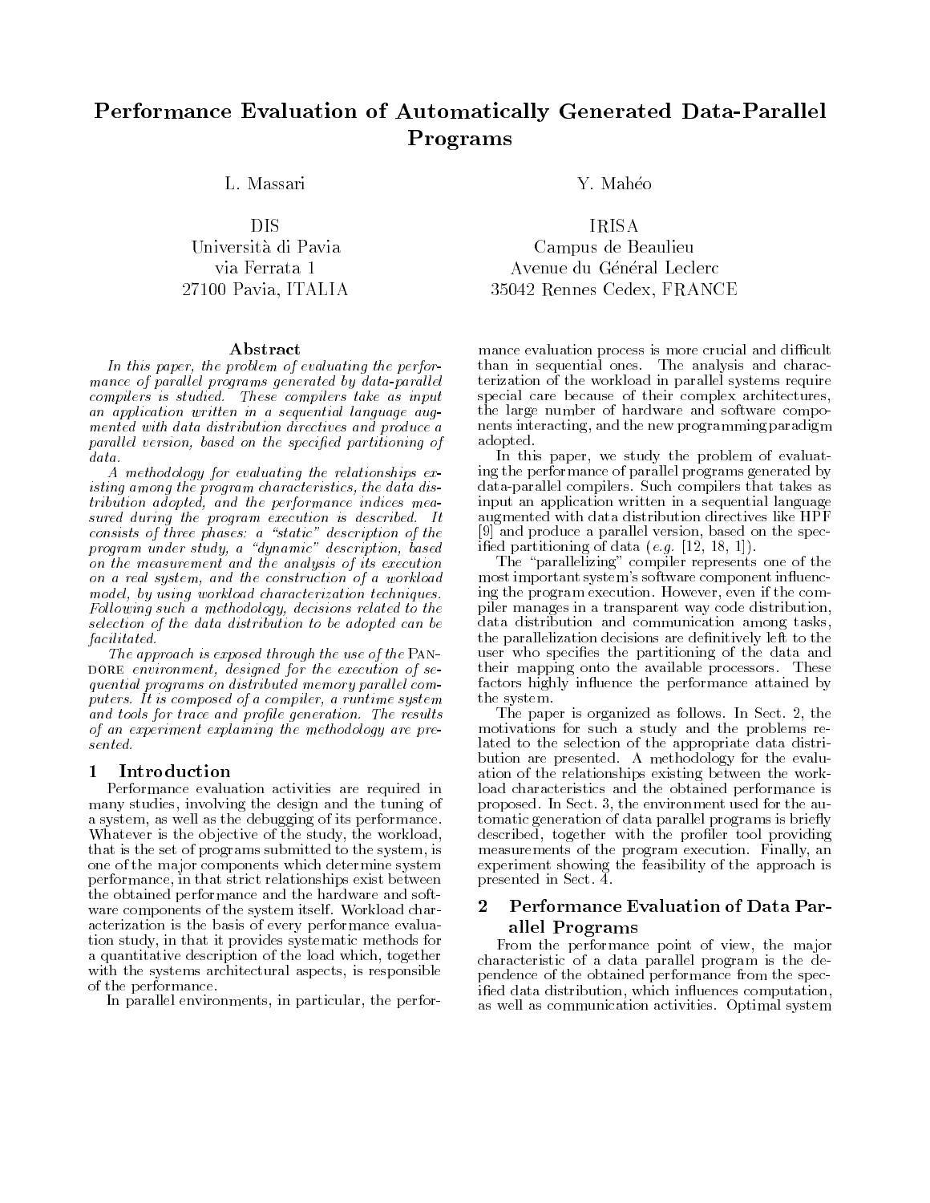# Performance Evaluation of Automatically Generated Data-Parallel Programs

L. Massari

DIS
Università di Pavia
via Ferrata 1
27100 Pavia, ITALIA

Y. Mahéo

IRISA
Campus de Beaulieu
Avenue du Général Leclerc
35042 Rennes Cedex, FRANCE

## Abstract

*In this paper, the problem of evaluating the performance of parallel programs generated by data-parallel compilers is studied. These compilers take as input an application written in a sequential language augmented with data distribution directives and produce a parallel version, based on the specified partitioning of data.*

*A methodology for evaluating the relationships existing among the program characteristics, the data distribution adopted, and the performance indices measured during the program execution is described. It consists of three phases: a "static" description of the program under study, a "dynamic" description, based on the measurement and the analysis of its execution on a real system, and the construction of a workload model, by using workload characterization techniques. Following such a methodology, decisions related to the selection of the data distribution to be adopted can be facilitated.*

*The approach is exposed through the use of the* Pandore *environment, designed for the execution of sequential programs on distributed memory parallel computers. It is composed of a compiler, a runtime system and tools for trace and profile generation. The results of an experiment explaining the methodology are presented.*

## 1 Introduction

Performance evaluation activities are required in many studies, involving the design and the tuning of a system, as well as the debugging of its performance. Whatever is the objective of the study, the workload, that is the set of programs submitted to the system, is one of the major components which determine system performance, in that strict relationships exist between the obtained performance and the hardware and software components of the system itself. Workload characterization is the basis of every performance evaluation study, in that it provides systematic methods for a quantitative description of the load which, together with the systems architectural aspects, is responsible of the performance.

In parallel environments, in particular, the performance evaluation process is more crucial and difficult than in sequential ones. The analysis and characterization of the workload in parallel systems require special care because of their complex architectures, the large number of hardware and software components interacting, and the new programming paradigm adopted.

In this paper, we study the problem of evaluating the performance of parallel programs generated by data-parallel compilers. Such compilers that takes as input an application written in a sequential language augmented with data distribution directives like HPF [9] and produce a parallel version, based on the specified partitioning of data (*e.g.* [12, 18, 1]).

The "parallelizing" compiler represents one of the most important system's software component influencing the program execution. However, even if the compiler manages in a transparent way code distribution, data distribution and communication among tasks, the parallelization decisions are definitively left to the user who specifies the partitioning of the data and their mapping onto the available processors. These factors highly influence the performance attained by the system.

The paper is organized as follows. In Sect. 2, the motivations for such a study and the problems related to the selection of the appropriate data distribution are presented. A methodology for the evaluation of the relationships existing between the workload characteristics and the obtained performance is proposed. In Sect. 3, the environment used for the automatic generation of data parallel programs is briefly described, together with the profiler tool providing measurements of the program execution. Finally, an experiment showing the feasibility of the approach is presented in Sect. 4.

## 2 Performance Evaluation of Data Parallel Programs

From the performance point of view, the major characteristic of a data parallel program is the dependence of the obtained performance from the specified data distribution, which influences computation, as well as communication activities. Optimal system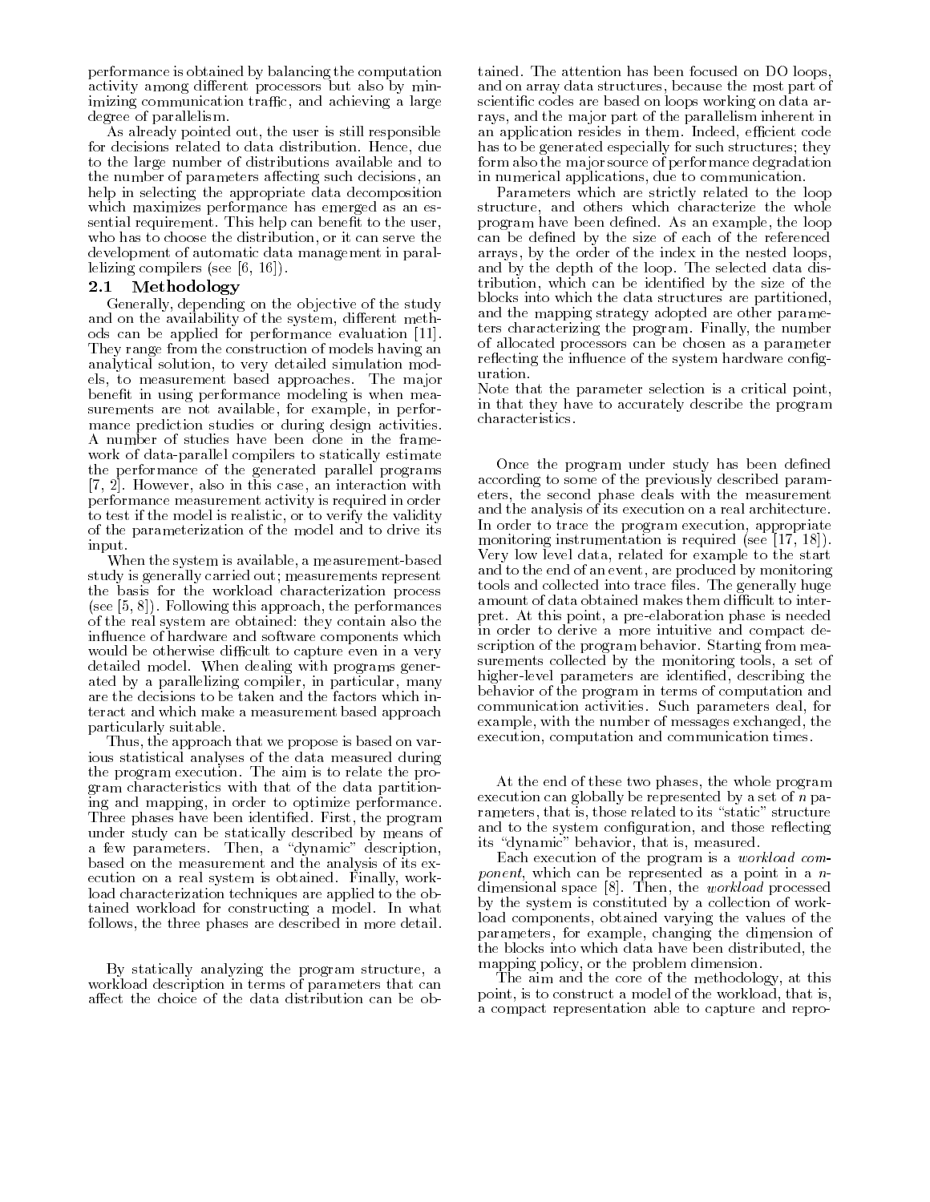performance is obtained by balancing the computation activity among different processors but also by minimizing communication traffic, and achieving a large degree of parallelism.

As already pointed out, the user is still responsible for decisions related to data distribution. Hence, due to the large number of distributions available and to the number of parameters affecting such decisions, an help in selecting the appropriate data decomposition which maximizes performance has emerged as an essential requirement. This help can benefit to the user, who has to choose the distribution, or it can serve the development of automatic data management in parallelizing compilers (see [6, 16]).

## 2.1 Methodology

Generally, depending on the objective of the study and on the availability of the system, different methods can be applied for performance evaluation [11]. They range from the construction of models having an analytical solution, to very detailed simulation models, to measurement based approaches. The major benefit in using performance modeling is when measurements are not available, for example, in performance prediction studies or during design activities. A number of studies have been done in the framework of data-parallel compilers to statically estimate the performance of the generated parallel programs [7, 2]. However, also in this case, an interaction with performance measurement activity is required in order to test if the model is realistic, or to verify the validity of the parameterization of the model and to drive its input.

When the system is available, a measurement-based study is generally carried out; measurements represent the basis for the workload characterization process (see [5, 8]). Following this approach, the performances of the real system are obtained: they contain also the influence of hardware and software components which would be otherwise difficult to capture even in a very detailed model. When dealing with programs generated by a parallelizing compiler, in particular, many are the decisions to be taken and the factors which interact and which make a measurement based approach particularly suitable.

Thus, the approach that we propose is based on various statistical analyses of the data measured during the program execution. The aim is to relate the program characteristics with that of the data partitioning and mapping, in order to optimize performance. Three phases have been identified. First, the program under study can be statically described by means of a few parameters. Then, a "dynamic" description, based on the measurement and the analysis of its execution on a real system is obtained. Finally, workload characterization techniques are applied to the obtained workload for constructing a model. In what follows, the three phases are described in more detail.

By statically analyzing the program structure, a workload description in terms of parameters that can affect the choice of the data distribution can be obtained. The attention has been focused on DO loops, and on array data structures, because the most part of scientific codes are based on loops working on data arrays, and the major part of the parallelism inherent in an application resides in them. Indeed, efficient code has to be generated especially for such structures; they form also the major source of performance degradation in numerical applications, due to communication.

Parameters which are strictly related to the loop structure, and others which characterize the whole program have been defined. As an example, the loop can be defined by the size of each of the referenced arrays, by the order of the index in the nested loops, and by the depth of the loop. The selected data distribution, which can be identified by the size of the blocks into which the data structures are partitioned, and the mapping strategy adopted are other parameters characterizing the program. Finally, the number of allocated processors can be chosen as a parameter reflecting the influence of the system hardware configuration.

Note that the parameter selection is a critical point, in that they have to accurately describe the program characteristics.

Once the program under study has been defined according to some of the previously described parameters, the second phase deals with the measurement and the analysis of its execution on a real architecture. In order to trace the program execution, appropriate monitoring instrumentation is required (see [17, 18]). Very low level data, related for example to the start and to the end of an event, are produced by monitoring tools and collected into trace files. The generally huge amount of data obtained makes them difficult to interpret. At this point, a pre-elaboration phase is needed in order to derive a more intuitive and compact description of the program behavior. Starting from measurements collected by the monitoring tools, a set of higher-level parameters are identified, describing the behavior of the program in terms of computation and communication activities. Such parameters deal, for example, with the number of messages exchanged, the execution, computation and communication times.

At the end of these two phases, the whole program execution can globally be represented by a set of $n$ parameters, that is, those related to its "static" structure and to the system configuration, and those reflecting its "dynamic" behavior, that is, measured.

Each execution of the program is a *workload component*, which can be represented as a point in a $n$-dimensional space [8]. Then, the *workload* processed by the system is constituted by a collection of workload components, obtained varying the values of the parameters, for example, changing the dimension of the blocks into which data have been distributed, the mapping policy, or the problem dimension.

The aim and the core of the methodology, at this point, is to construct a model of the workload, that is, a compact representation able to capture and repro-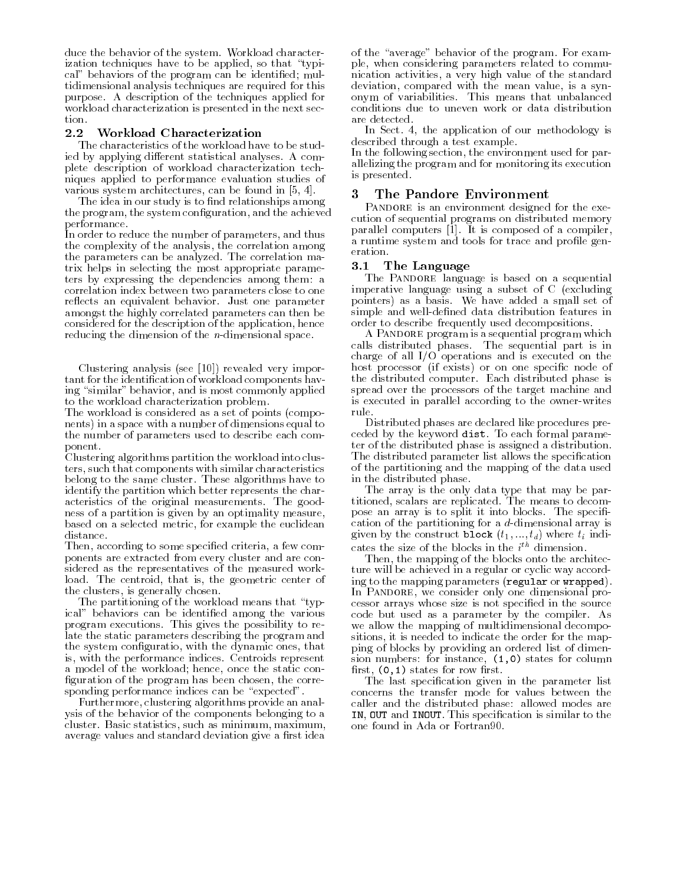duce the behavior of the system. Workload characterization techniques have to be applied, so that "typical" behaviors of the program can be identified; multidimensional analysis techniques are required for this purpose. A description of the techniques applied for workload characterization is presented in the next section.

### 2.2 Workload Characterization

The characteristics of the workload have to be studied by applying different statistical analyses. A complete description of workload characterization techniques applied to performance evaluation studies of various system architectures, can be found in [5, 4].

The idea in our study is to find relationships among the program, the system configuration, and the achieved performance.

In order to reduce the number of parameters, and thus the complexity of the analysis, the correlation among the parameters can be analyzed. The correlation matrix helps in selecting the most appropriate parameters by expressing the dependencies among them: a correlation index between two parameters close to one reflects an equivalent behavior. Just one parameter amongst the highly correlated parameters can then be considered for the description of the application, hence reducing the dimension of the $n$-dimensional space.

Clustering analysis (see [10]) revealed very important for the identification of workload components having "similar" behavior, and is most commonly applied to the workload characterization problem.

The workload is considered as a set of points (components) in a space with a number of dimensions equal to the number of parameters used to describe each component.

Clustering algorithms partition the workload into clusters, such that components with similar characteristics belong to the same cluster. These algorithms have to identify the partition which better represents the characteristics of the original measurements. The goodness of a partition is given by an optimality measure, based on a selected metric, for example the euclidean distance.

Then, according to some specified criteria, a few components are extracted from every cluster and are considered as the representatives of the measured workload. The centroid, that is, the geometric center of the clusters, is generally chosen.

The partitioning of the workload means that "typical" behaviors can be identified among the various program executions. This gives the possibility to relate the static parameters describing the program and the system configuratio, with the dynamic ones, that is, with the performance indices. Centroids represent a model of the workload; hence, once the static configuration of the program has been chosen, the corresponding performance indices can be "expected".

Furthermore, clustering algorithms provide an analysis of the behavior of the components belonging to a cluster. Basic statistics, such as minimum, maximum, average values and standard deviation give a first idea of the "average" behavior of the program. For example, when considering parameters related to communication activities, a very high value of the standard deviation, compared with the mean value, is a synonym of variabilities. This means that unbalanced conditions due to uneven work or data distribution are detected.

In Sect. 4, the application of our methodology is described through a test example.

In the following section, the environment used for parallelizing the program and for monitoring its execution is presented.

## 3 The Pandore Environment

Pandore is an environment designed for the execution of sequential programs on distributed memory parallel computers [1]. It is composed of a compiler, a runtime system and tools for trace and profile generation.

### 3.1 The Language

The Pandore language is based on a sequential imperative language using a subset of C (excluding pointers) as a basis. We have added a small set of simple and well-defined data distribution features in order to describe frequently used decompositions.

A Pandore program is a sequential program which calls distributed phases. The sequential part is in charge of all I/O operations and is executed on the host processor (if exists) or on one specific node of the distributed computer. Each distributed phase is spread over the processors of the target machine and is executed in parallel according to the owner-writes rule.

Distributed phases are declared like procedures preceded by the keyword `dist`. To each formal parameter of the distributed phase is assigned a distribution. The distributed parameter list allows the specification of the partitioning and the mapping of the data used in the distributed phase.

The array is the only data type that may be partitioned, scalars are replicated. The means to decompose an array is to split it into blocks. The specification of the partitioning for a $d$-dimensional array is given by the construct `block` $(t_1, ..., t_d)$ where $t_i$ indicates the size of the blocks in the $i^{th}$ dimension.

Then, the mapping of the blocks onto the architecture will be achieved in a regular or cyclic way according to the mapping parameters (`regular` or `wrapped`). In Pandore, we consider only one dimensional processor arrays whose size is not specified in the source code but used as a parameter by the compiler. As we allow the mapping of multidimensional decompositions, it is needed to indicate the order for the mapping of blocks by providing an ordered list of dimension numbers: for instance, `(1,0)` states for column first, `(0,1)` states for row first.

The last specification given in the parameter list concerns the transfer mode for values between the caller and the distributed phase: allowed modes are `IN`, `OUT` and `INOUT`. This specification is similar to the one found in Ada or Fortran90.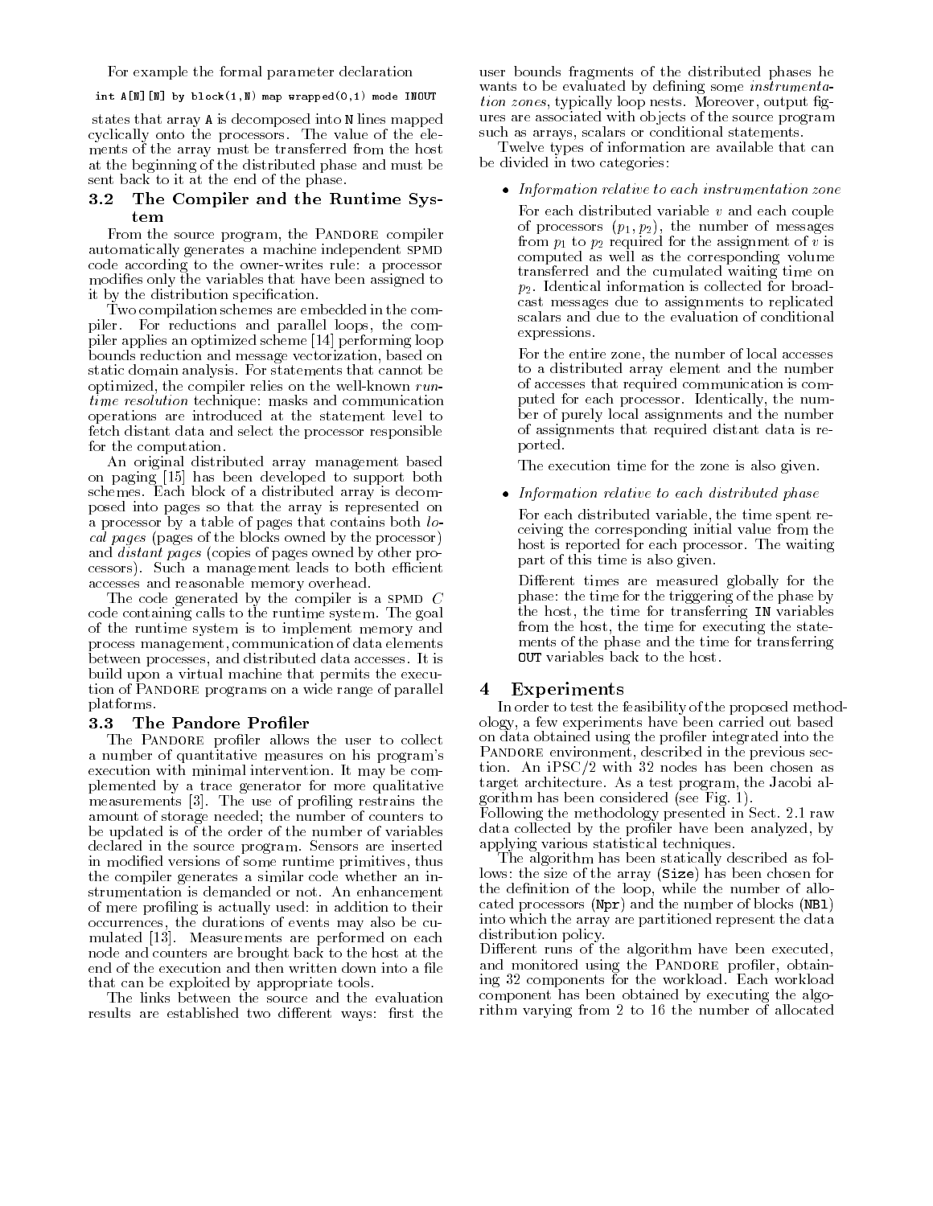For example the formal parameter declaration

```
int A[N][N] by block(1,N) map wrapped(0,1) mode INOUT
```

states that array A is decomposed into N lines mapped cyclically onto the processors. The value of the elements of the array must be transferred from the host at the beginning of the distributed phase and must be sent back to it at the end of the phase.

### 3.2 The Compiler and the Runtime System

From the source program, the Pandore compiler automatically generates a machine independent SPMD code according to the owner-writes rule: a processor modifies only the variables that have been assigned to it by the distribution specification.

Two compilation schemes are embedded in the compiler. For reductions and parallel loops, the compiler applies an optimized scheme [14] performing loop bounds reduction and message vectorization, based on static domain analysis. For statements that cannot be optimized, the compiler relies on the well-known *runtime resolution* technique: masks and communication operations are introduced at the statement level to fetch distant data and select the processor responsible for the computation.

An original distributed array management based on paging [15] has been developed to support both schemes. Each block of a distributed array is decomposed into pages so that the array is represented on a processor by a table of pages that contains both *local pages* (pages of the blocks owned by the processor) and *distant pages* (copies of pages owned by other processors). Such a management leads to both efficient accesses and reasonable memory overhead.

The code generated by the compiler is a SPMD *C* code containing calls to the runtime system. The goal of the runtime system is to implement memory and process management, communication of data elements between processes, and distributed data accesses. It is build upon a virtual machine that permits the execution of Pandore programs on a wide range of parallel platforms.

### 3.3 The Pandore Profiler

The Pandore profiler allows the user to collect a number of quantitative measures on his program's execution with minimal intervention. It may be complemented by a trace generator for more qualitative measurements [3]. The use of profiling restrains the amount of storage needed; the number of counters to be updated is of the order of the number of variables declared in the source program. Sensors are inserted in modified versions of some runtime primitives, thus the compiler generates a similar code whether an instrumentation is demanded or not. An enhancement of mere profiling is actually used: in addition to their occurrences, the durations of events may also be cumulated [13]. Measurements are performed on each node and counters are brought back to the host at the end of the execution and then written down into a file that can be exploited by appropriate tools.

The links between the source and the evaluation results are established two different ways: first the user bounds fragments of the distributed phases he wants to be evaluated by defining some *instrumentation zones*, typically loop nests. Moreover, output figures are associated with objects of the source program such as arrays, scalars or conditional statements.

Twelve types of information are available that can be divided in two categories:

- *Information relative to each instrumentation zone*

  For each distributed variable $v$ and each couple of processors $(p_1, p_2)$, the number of messages from $p_1$ to $p_2$ required for the assignment of $v$ is computed as well as the corresponding volume transferred and the cumulated waiting time on $p_2$. Identical information is collected for broadcast messages due to assignments to replicated scalars and due to the evaluation of conditional expressions.

  For the entire zone, the number of local accesses to a distributed array element and the number of accesses that required communication is computed for each processor. Identically, the number of purely local assignments and the number of assignments that required distant data is reported.

  The execution time for the zone is also given.

- *Information relative to each distributed phase*

  For each distributed variable, the time spent receiving the corresponding initial value from the host is reported for each processor. The waiting part of this time is also given.

  Different times are measured globally for the phase: the time for the triggering of the phase by the host, the time for transferring IN variables from the host, the time for executing the statements of the phase and the time for transferring OUT variables back to the host.

## 4 Experiments

In order to test the feasibility of the proposed methodology, a few experiments have been carried out based on data obtained using the profiler integrated into the Pandore environment, described in the previous section. An iPSC/2 with 32 nodes has been chosen as target architecture. As a test program, the Jacobi algorithm has been considered (see Fig. 1).

Following the methodology presented in Sect. 2.1 raw data collected by the profiler have been analyzed, by applying various statistical techniques.

The algorithm has been statically described as follows: the size of the array (Size) has been chosen for the definition of the loop, while the number of allocated processors (Npr) and the number of blocks (NBl) into which the array are partitioned represent the data distribution policy.

Different runs of the algorithm have been executed, and monitored using the Pandore profiler, obtaining 32 components for the workload. Each workload component has been obtained by executing the algorithm varying from 2 to 16 the number of allocated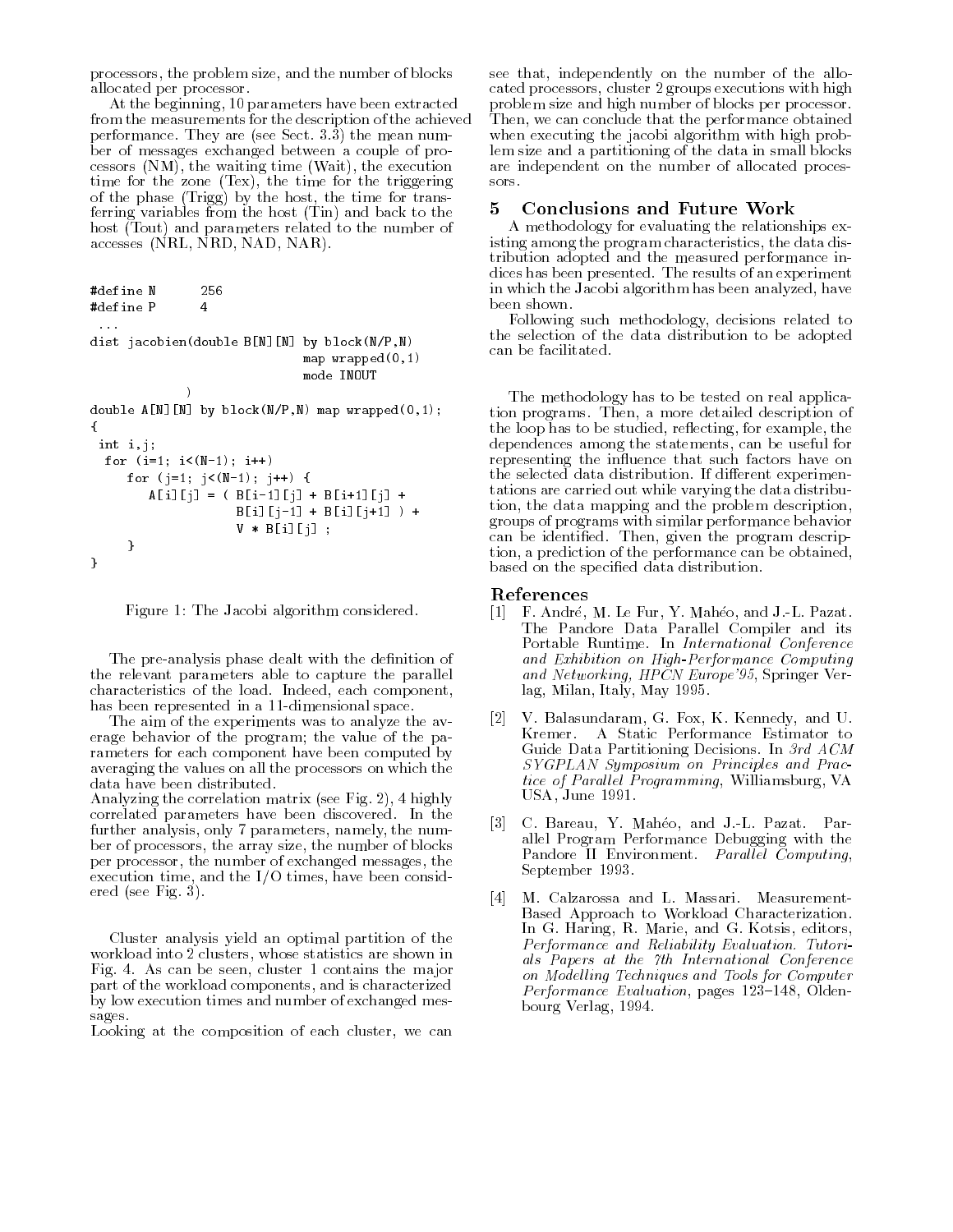processors, the problem size, and the number of blocks allocated per processor.

At the beginning, 10 parameters have been extracted from the measurements for the description of the achieved performance. They are (see Sect. 3.3) the mean number of messages exchanged between a couple of processors (NM), the waiting time (Wait), the execution time for the zone (Tex), the time for the triggering of the phase (Trigg) by the host, the time for transferring variables from the host (Tin) and back to the host (Tout) and parameters related to the number of accesses (NRL, NRD, NAD, NAR).

```
#define N       256
#define P       4
 ...
dist jacobien(double B[N][N] by block(N/P,N)
                              map wrapped(0,1)
                              mode INOUT
             )
double A[N][N] by block(N/P,N) map wrapped(0,1);
{
 int i,j;
  for (i=1; i<(N-1); i++)
     for (j=1; j<(N-1); j++) {
        A[i][j] = ( B[i-1][j] + B[i+1][j] +
                    B[i][j-1] + B[i][j+1] ) +
                    V * B[i][j] ;
     }
}
```

Figure 1: The Jacobi algorithm considered.

The pre-analysis phase dealt with the definition of the relevant parameters able to capture the parallel characteristics of the load. Indeed, each component, has been represented in a 11-dimensional space.

The aim of the experiments was to analyze the average behavior of the program; the value of the parameters for each component have been computed by averaging the values on all the processors on which the data have been distributed.

Analyzing the correlation matrix (see Fig. 2), 4 highly correlated parameters have been discovered. In the further analysis, only 7 parameters, namely, the number of processors, the array size, the number of blocks per processor, the number of exchanged messages, the execution time, and the I/O times, have been considered (see Fig. 3).

Cluster analysis yield an optimal partition of the workload into 2 clusters, whose statistics are shown in Fig. 4. As can be seen, cluster 1 contains the major part of the workload components, and is characterized by low execution times and number of exchanged messages.

Looking at the composition of each cluster, we can see that, independently on the number of the allocated processors, cluster 2 groups executions with high problem size and high number of blocks per processor. Then, we can conclude that the performance obtained when executing the jacobi algorithm with high problem size and a partitioning of the data in small blocks are independent on the number of allocated processors.

## 5 Conclusions and Future Work

A methodology for evaluating the relationships existing among the program characteristics, the data distribution adopted and the measured performance indices has been presented. The results of an experiment in which the Jacobi algorithm has been analyzed, have been shown.

Following such methodology, decisions related to the selection of the data distribution to be adopted can be facilitated.

The methodology has to be tested on real application programs. Then, a more detailed description of the loop has to be studied, reflecting, for example, the dependences among the statements, can be useful for representing the influence that such factors have on the selected data distribution. If different experimentations are carried out while varying the data distribution, the data mapping and the problem description, groups of programs with similar performance behavior can be identified. Then, given the program description, a prediction of the performance can be obtained, based on the specified data distribution.

## References

[1] F. André, M. Le Fur, Y. Mahéo, and J.-L. Pazat. The Pandore Data Parallel Compiler and its Portable Runtime. In *International Conference and Exhibition on High-Performance Computing and Networking, HPCN Europe'95*, Springer Verlag, Milan, Italy, May 1995.

[2] V. Balasundaram, G. Fox, K. Kennedy, and U. Kremer. A Static Performance Estimator to Guide Data Partitioning Decisions. In *3rd ACM SYGPLAN Symposium on Principles and Practice of Parallel Programming*, Williamsburg, VA USA, June 1991.

[3] C. Bareau, Y. Mahéo, and J.-L. Pazat. Parallel Program Performance Debugging with the Pandore II Environment. *Parallel Computing*, September 1993.

[4] M. Calzarossa and L. Massari. Measurement-Based Approach to Workload Characterization. In G. Haring, R. Marie, and G. Kotsis, editors, *Performance and Reliability Evaluation. Tutorials Papers at the 7th International Conference on Modelling Techniques and Tools for Computer Performance Evaluation*, pages 123–148, Oldenbourg Verlag, 1994.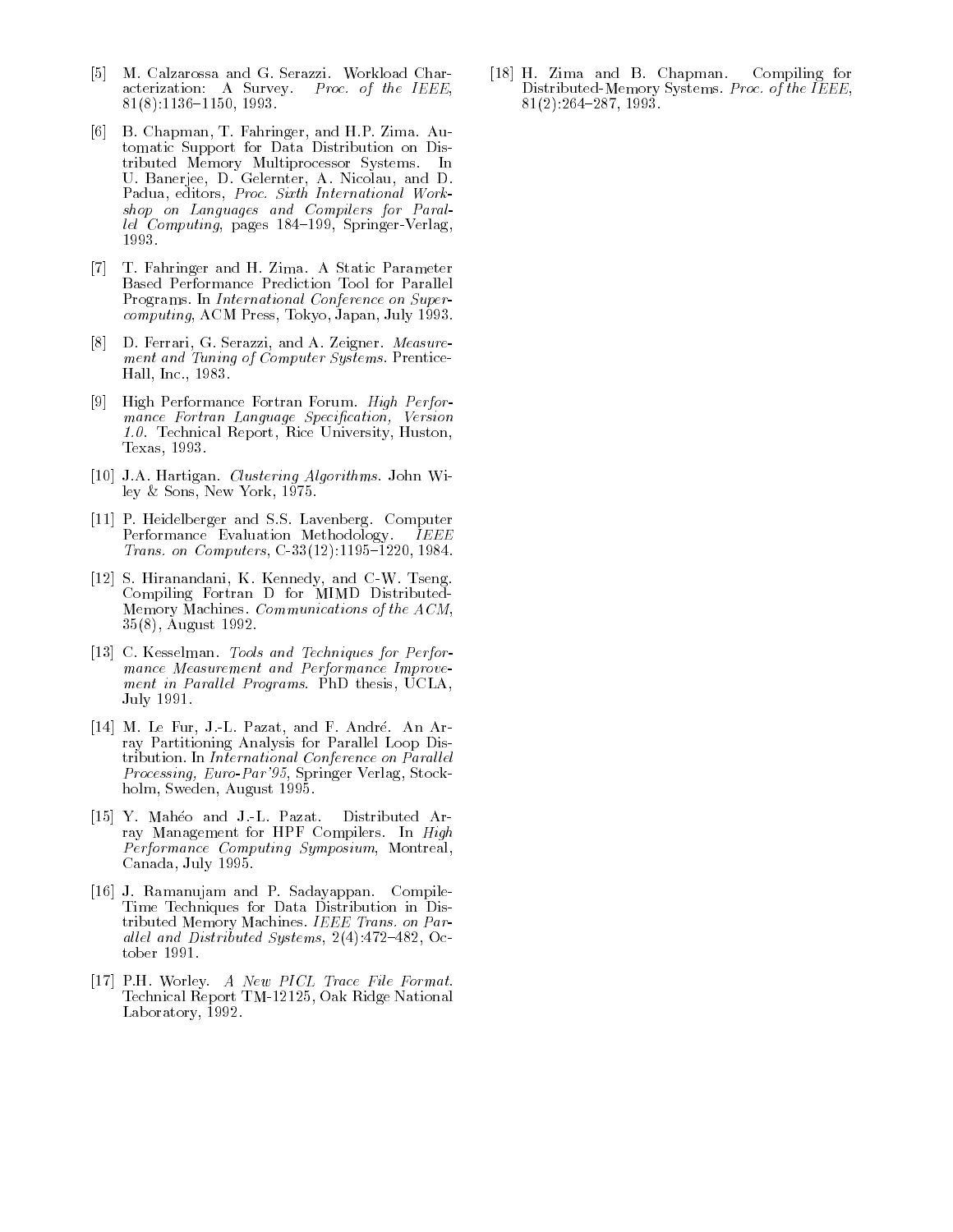[5] M. Calzarossa and G. Serazzi. Workload Characterization: A Survey. *Proc. of the IEEE*, 81(8):1136–1150, 1993.

[6] B. Chapman, T. Fahringer, and H.P. Zima. Automatic Support for Data Distribution on Distributed Memory Multiprocessor Systems. In U. Banerjee, D. Gelernter, A. Nicolau, and D. Padua, editors, *Proc. Sixth International Workshop on Languages and Compilers for Parallel Computing*, pages 184–199, Springer-Verlag, 1993.

[7] T. Fahringer and H. Zima. A Static Parameter Based Performance Prediction Tool for Parallel Programs. In *International Conference on Supercomputing*, ACM Press, Tokyo, Japan, July 1993.

[8] D. Ferrari, G. Serazzi, and A. Zeigner. *Measurement and Tuning of Computer Systems*. Prentice-Hall, Inc., 1983.

[9] High Performance Fortran Forum. *High Performance Fortran Language Specification, Version 1.0*. Technical Report, Rice University, Huston, Texas, 1993.

[10] J.A. Hartigan. *Clustering Algorithms*. John Wiley & Sons, New York, 1975.

[11] P. Heidelberger and S.S. Lavenberg. Computer Performance Evaluation Methodology. *IEEE Trans. on Computers*, C-33(12):1195–1220, 1984.

[12] S. Hiranandani, K. Kennedy, and C-W. Tseng. Compiling Fortran D for MIMD Distributed-Memory Machines. *Communications of the ACM*, 35(8), August 1992.

[13] C. Kesselman. *Tools and Techniques for Performance Measurement and Performance Improvement in Parallel Programs*. PhD thesis, UCLA, July 1991.

[14] M. Le Fur, J.-L. Pazat, and F. André. An Array Partitioning Analysis for Parallel Loop Distribution. In *International Conference on Parallel Processing, Euro-Par'95*, Springer Verlag, Stockholm, Sweden, August 1995.

[15] Y. Mahéo and J.-L. Pazat. Distributed Array Management for HPF Compilers. In *High Performance Computing Symposium*, Montreal, Canada, July 1995.

[16] J. Ramanujam and P. Sadayappan. Compile-Time Techniques for Data Distribution in Distributed Memory Machines. *IEEE Trans. on Parallel and Distributed Systems*, 2(4):472–482, October 1991.

[17] P.H. Worley. *A New PICL Trace File Format*. Technical Report TM-12125, Oak Ridge National Laboratory, 1992.

[18] H. Zima and B. Chapman. Compiling for Distributed-Memory Systems. *Proc. of the IEEE*, 81(2):264–287, 1993.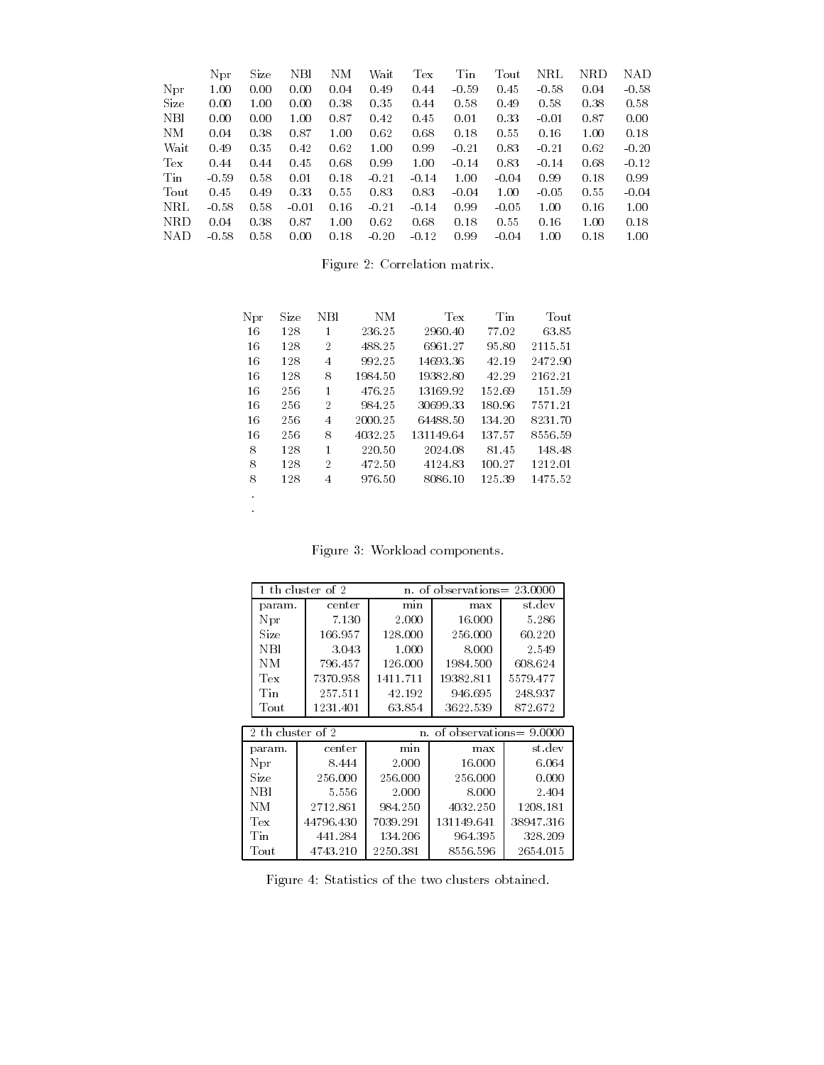| | Npr | Size | NBl | NM | Wait | Tex | Tin | Tout | NRL | NRD | NAD |
|---|---|---|---|---|---|---|---|---|---|---|---|
| Npr | 1.00 | 0.00 | 0.00 | 0.04 | 0.49 | 0.44 | -0.59 | 0.45 | -0.58 | 0.04 | -0.58 |
| Size | 0.00 | 1.00 | 0.00 | 0.38 | 0.35 | 0.44 | 0.58 | 0.49 | 0.58 | 0.38 | 0.58 |
| NBl | 0.00 | 0.00 | 1.00 | 0.87 | 0.42 | 0.45 | 0.01 | 0.33 | -0.01 | 0.87 | 0.00 |
| NM | 0.04 | 0.38 | 0.87 | 1.00 | 0.62 | 0.68 | 0.18 | 0.55 | 0.16 | 1.00 | 0.18 |
| Wait | 0.49 | 0.35 | 0.42 | 0.62 | 1.00 | 0.99 | -0.21 | 0.83 | -0.21 | 0.62 | -0.20 |
| Tex | 0.44 | 0.44 | 0.45 | 0.68 | 0.99 | 1.00 | -0.14 | 0.83 | -0.14 | 0.68 | -0.12 |
| Tin | -0.59 | 0.58 | 0.01 | 0.18 | -0.21 | -0.14 | 1.00 | -0.04 | 0.99 | 0.18 | 0.99 |
| Tout | 0.45 | 0.49 | 0.33 | 0.55 | 0.83 | 0.83 | -0.04 | 1.00 | -0.05 | 0.55 | -0.04 |
| NRL | -0.58 | 0.58 | -0.01 | 0.16 | -0.21 | -0.14 | 0.99 | -0.05 | 1.00 | 0.16 | 1.00 |
| NRD | 0.04 | 0.38 | 0.87 | 1.00 | 0.62 | 0.68 | 0.18 | 0.55 | 0.16 | 1.00 | 0.18 |
| NAD | -0.58 | 0.58 | 0.00 | 0.18 | -0.20 | -0.12 | 0.99 | -0.04 | 1.00 | 0.18 | 1.00 |

Figure 2: Correlation matrix.

| Npr | Size | NBl | NM | Tex | Tin | Tout |
|---|---|---|---|---|---|---|
| 16 | 128 | 1 | 236.25 | 2960.40 | 77.02 | 63.85 |
| 16 | 128 | 2 | 488.25 | 6961.27 | 95.80 | 2115.51 |
| 16 | 128 | 4 | 992.25 | 14693.36 | 42.19 | 2472.90 |
| 16 | 128 | 8 | 1984.50 | 19382.80 | 42.29 | 2162.21 |
| 16 | 256 | 1 | 476.25 | 13169.92 | 152.69 | 151.59 |
| 16 | 256 | 2 | 984.25 | 30699.33 | 180.96 | 7571.21 |
| 16 | 256 | 4 | 2000.25 | 64488.50 | 134.20 | 8231.70 |
| 16 | 256 | 8 | 4032.25 | 131149.64 | 137.57 | 8556.59 |
| 8 | 128 | 1 | 220.50 | 2024.08 | 81.45 | 148.48 |
| 8 | 128 | 2 | 472.50 | 4124.83 | 100.27 | 1212.01 |
| 8 | 128 | 4 | 976.50 | 8086.10 | 125.39 | 1475.52 |
| . | | | | | | |
| . | | | | | | |

Figure 3: Workload components.

| 1 th cluster of 2 | | n. of observations= 23.0000 | | |
|---|---|---|---|---|
| param. | center | min | max | st.dev |
| Npr | 7.130 | 2.000 | 16.000 | 5.286 |
| Size | 166.957 | 128.000 | 256.000 | 60.220 |
| NBl | 3.043 | 1.000 | 8.000 | 2.549 |
| NM | 796.457 | 126.000 | 1984.500 | 608.624 |
| Tex | 7370.958 | 1411.711 | 19382.811 | 5579.477 |
| Tin | 257.511 | 42.192 | 946.695 | 248.937 |
| Tout | 1231.401 | 63.854 | 3622.539 | 872.672 |

| 2 th cluster of 2 | | n. of observations= 9.0000 | | |
|---|---|---|---|---|
| param. | center | min | max | st.dev |
| Npr | 8.444 | 2.000 | 16.000 | 6.064 |
| Size | 256.000 | 256.000 | 256.000 | 0.000 |
| NBl | 5.556 | 2.000 | 8.000 | 2.404 |
| NM | 2712.861 | 984.250 | 4032.250 | 1208.181 |
| Tex | 44796.430 | 7039.291 | 131149.641 | 38947.316 |
| Tin | 441.284 | 134.206 | 964.395 | 328.209 |
| Tout | 4743.210 | 2250.381 | 8556.596 | 2654.015 |

Figure 4: Statistics of the two clusters obtained.